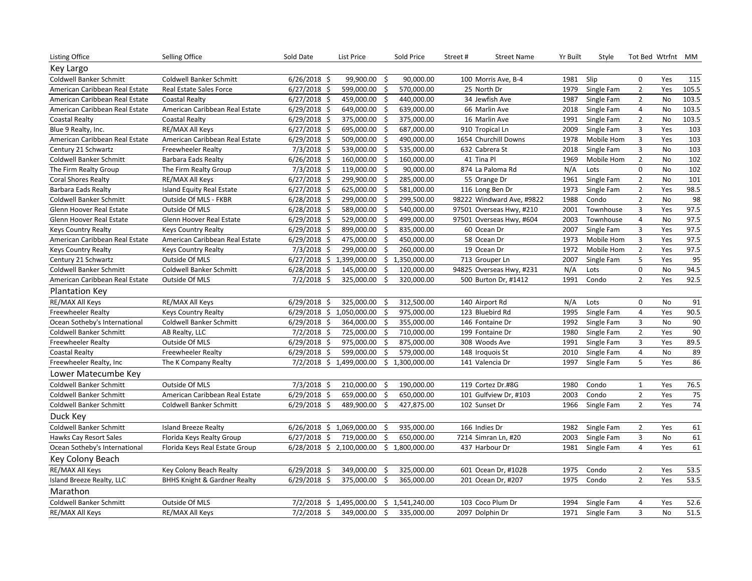| Listing Office | Selling Office | Sold Date | List Price | Sold Price | Street # | Street Name | Yr Built | Style | Tot Bed | Wtrfnt | MM |
|---|---|---|---|---|---|---|---|---|---|---|---|
| **Key Largo** | | | | | | | | | | | |
| Coldwell Banker Schmitt | Coldwell Banker Schmitt | 6/26/2018 | $ 99,900.00 | $ 90,000.00 | 100 | Morris Ave, B-4 | 1981 | Slip | 0 | Yes | 115 |
| American Caribbean Real Estate | Real Estate Sales Force | 6/27/2018 | $ 599,000.00 | $ 570,000.00 | 25 | North Dr | 1979 | Single Fam | 2 | Yes | 105.5 |
| American Caribbean Real Estate | Coastal Realty | 6/27/2018 | $ 459,000.00 | $ 440,000.00 | 34 | Jewfish Ave | 1987 | Single Fam | 2 | No | 103.5 |
| American Caribbean Real Estate | American Caribbean Real Estate | 6/29/2018 | $ 649,000.00 | $ 639,000.00 | 66 | Marlin Ave | 2018 | Single Fam | 4 | No | 103.5 |
| Coastal Realty | Coastal Realty | 6/29/2018 | $ 375,000.00 | $ 375,000.00 | 16 | Marlin Ave | 1991 | Single Fam | 2 | No | 103.5 |
| Blue 9 Realty, Inc. | RE/MAX All Keys | 6/27/2018 | $ 695,000.00 | $ 687,000.00 | 910 | Tropical Ln | 2009 | Single Fam | 3 | Yes | 103 |
| American Caribbean Real Estate | American Caribbean Real Estate | 6/29/2018 | $ 509,000.00 | $ 490,000.00 | 1654 | Churchill Downs | 1978 | Mobile Hom | 3 | Yes | 103 |
| Century 21 Schwartz | Freewheeler Realty | 7/3/2018 | $ 539,000.00 | $ 535,000.00 | 632 | Cabrera St | 2018 | Single Fam | 3 | No | 103 |
| Coldwell Banker Schmitt | Barbara Eads Realty | 6/26/2018 | $ 160,000.00 | $ 160,000.00 | 41 | Tina Pl | 1969 | Mobile Hom | 2 | No | 102 |
| The Firm Realty Group | The Firm Realty Group | 7/3/2018 | $ 119,000.00 | $ 90,000.00 | 874 | La Paloma Rd | N/A | Lots | 0 | No | 102 |
| Coral Shores Realty | RE/MAX All Keys | 6/27/2018 | $ 299,900.00 | $ 285,000.00 | 55 | Orange Dr | 1961 | Single Fam | 2 | No | 101 |
| Barbara Eads Realty | Island Equity Real Estate | 6/27/2018 | $ 625,000.00 | $ 581,000.00 | 116 | Long Ben Dr | 1973 | Single Fam | 2 | Yes | 98.5 |
| Coldwell Banker Schmitt | Outside Of MLS - FKBR | 6/28/2018 | $ 299,000.00 | $ 299,500.00 | 98222 | Windward Ave, #9822 | 1988 | Condo | 2 | No | 98 |
| Glenn Hoover Real Estate | Outside Of MLS | 6/28/2018 | $ 589,000.00 | $ 540,000.00 | 97501 | Overseas Hwy, #210 | 2001 | Townhouse | 3 | Yes | 97.5 |
| Glenn Hoover Real Estate | Glenn Hoover Real Estate | 6/29/2018 | $ 529,000.00 | $ 499,000.00 | 97501 | Overseas Hwy, #604 | 2003 | Townhouse | 4 | No | 97.5 |
| Keys Country Realty | Keys Country Realty | 6/29/2018 | $ 899,000.00 | $ 835,000.00 | 60 | Ocean Dr | 2007 | Single Fam | 3 | Yes | 97.5 |
| American Caribbean Real Estate | American Caribbean Real Estate | 6/29/2018 | $ 475,000.00 | $ 450,000.00 | 58 | Ocean Dr | 1973 | Mobile Hom | 3 | Yes | 97.5 |
| Keys Country Realty | Keys Country Realty | 7/3/2018 | $ 299,000.00 | $ 260,000.00 | 19 | Ocean Dr | 1972 | Mobile Hom | 2 | Yes | 97.5 |
| Century 21 Schwartz | Outside Of MLS | 6/27/2018 | $ 1,399,000.00 | $ 1,350,000.00 | 713 | Grouper Ln | 2007 | Single Fam | 5 | Yes | 95 |
| Coldwell Banker Schmitt | Coldwell Banker Schmitt | 6/28/2018 | $ 145,000.00 | $ 120,000.00 | 94825 | Overseas Hwy, #231 | N/A | Lots | 0 | No | 94.5 |
| American Caribbean Real Estate | Outside Of MLS | 7/2/2018 | $ 325,000.00 | $ 320,000.00 | 500 | Burton Dr, #1412 | 1991 | Condo | 2 | Yes | 92.5 |
| **Plantation Key** | | | | | | | | | | | |
| RE/MAX All Keys | RE/MAX All Keys | 6/29/2018 | $ 325,000.00 | $ 312,500.00 | 140 | Airport Rd | N/A | Lots | 0 | No | 91 |
| Freewheeler Realty | Keys Country Realty | 6/29/2018 | $ 1,050,000.00 | $ 975,000.00 | 123 | Bluebird Rd | 1995 | Single Fam | 4 | Yes | 90.5 |
| Ocean Sotheby's International | Coldwell Banker Schmitt | 6/29/2018 | $ 364,000.00 | $ 355,000.00 | 146 | Fontaine Dr | 1992 | Single Fam | 3 | No | 90 |
| Coldwell Banker Schmitt | AB Realty, LLC | 7/2/2018 | $ 725,000.00 | $ 710,000.00 | 199 | Fontaine Dr | 1980 | Single Fam | 2 | Yes | 90 |
| Freewheeler Realty | Outside Of MLS | 6/29/2018 | $ 975,000.00 | $ 875,000.00 | 308 | Woods Ave | 1991 | Single Fam | 3 | Yes | 89.5 |
| Coastal Realty | Freewheeler Realty | 6/29/2018 | $ 599,000.00 | $ 579,000.00 | 148 | Iroquois St | 2010 | Single Fam | 4 | No | 89 |
| Freewheeler Realty, Inc | The K Company Realty | 7/2/2018 | $ 1,499,000.00 | $ 1,300,000.00 | 141 | Valencia Dr | 1997 | Single Fam | 5 | Yes | 86 |
| **Lower Matecumbe Key** | | | | | | | | | | | |
| Coldwell Banker Schmitt | Outside Of MLS | 7/3/2018 | $ 210,000.00 | $ 190,000.00 | 119 | Cortez Dr.#8G | 1980 | Condo | 1 | Yes | 76.5 |
| Coldwell Banker Schmitt | American Caribbean Real Estate | 6/29/2018 | $ 659,000.00 | $ 650,000.00 | 101 | Gulfview Dr, #103 | 2003 | Condo | 2 | Yes | 75 |
| Coldwell Banker Schmitt | Coldwell Banker Schmitt | 6/29/2018 | $ 489,900.00 | $ 427,875.00 | 102 | Sunset Dr | 1966 | Single Fam | 2 | Yes | 74 |
| **Duck Key** | | | | | | | | | | | |
| Coldwell Banker Schmitt | Island Breeze Realty | 6/26/2018 | $ 1,069,000.00 | $ 935,000.00 | 166 | Indies Dr | 1982 | Single Fam | 2 | Yes | 61 |
| Hawks Cay Resort Sales | Florida Keys Realty Group | 6/27/2018 | $ 719,000.00 | $ 650,000.00 | 7214 | Simran Ln, #20 | 2003 | Single Fam | 3 | No | 61 |
| Ocean Sotheby's International | Florida Keys Real Estate Group | 6/28/2018 | $ 2,100,000.00 | $ 1,800,000.00 | 437 | Harbour Dr | 1981 | Single Fam | 4 | Yes | 61 |
| **Key Colony Beach** | | | | | | | | | | | |
| RE/MAX All Keys | Key Colony Beach Realty | 6/29/2018 | $ 349,000.00 | $ 325,000.00 | 601 | Ocean Dr, #102B | 1975 | Condo | 2 | Yes | 53.5 |
| Island Breeze Realty, LLC | BHHS Knight & Gardner Realty | 6/29/2018 | $ 375,000.00 | $ 365,000.00 | 201 | Ocean Dr, #207 | 1975 | Condo | 2 | Yes | 53.5 |
| **Marathon** | | | | | | | | | | | |
| Coldwell Banker Schmitt | Outside Of MLS | 7/2/2018 | $ 1,495,000.00 | $ 1,541,240.00 | 103 | Coco Plum Dr | 1994 | Single Fam | 4 | Yes | 52.6 |
| RE/MAX All Keys | RE/MAX All Keys | 7/2/2018 | $ 349,000.00 | $ 335,000.00 | 2097 | Dolphin Dr | 1971 | Single Fam | 3 | No | 51.5 |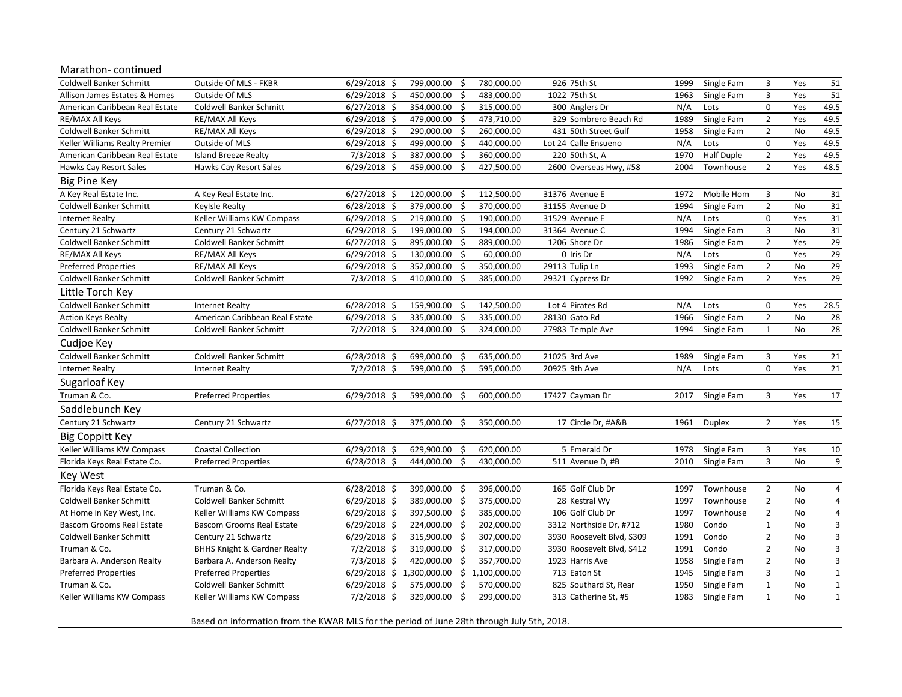Marathon- continued

| | | | | | | | | | | | |
|---|---|---|---|---|---|---|---|---|---|---|---|
| Coldwell Banker Schmitt | Outside Of MLS - FKBR | 6/29/2018 | $ 799,000.00 | $ 780,000.00 | 926 75th St | 1999 | Single Fam | 3 | Yes | 51 |
| Allison James Estates & Homes | Outside Of MLS | 6/29/2018 | $ 450,000.00 | $ 483,000.00 | 1022 75th St | 1963 | Single Fam | 3 | Yes | 51 |
| American Caribbean Real Estate | Coldwell Banker Schmitt | 6/27/2018 | $ 354,000.00 | $ 315,000.00 | 300 Anglers Dr | N/A | Lots | 0 | Yes | 49.5 |
| RE/MAX All Keys | RE/MAX All Keys | 6/29/2018 | $ 479,000.00 | $ 473,710.00 | 329 Sombrero Beach Rd | 1989 | Single Fam | 2 | Yes | 49.5 |
| Coldwell Banker Schmitt | RE/MAX All Keys | 6/29/2018 | $ 290,000.00 | $ 260,000.00 | 431 50th Street Gulf | 1958 | Single Fam | 2 | No | 49.5 |
| Keller Williams Realty Premier | Outside of MLS | 6/29/2018 | $ 499,000.00 | $ 440,000.00 | Lot 24 Calle Ensueno | N/A | Lots | 0 | Yes | 49.5 |
| American Caribbean Real Estate | Island Breeze Realty | 7/3/2018 | $ 387,000.00 | $ 360,000.00 | 220 50th St, A | 1970 | Half Duple | 2 | Yes | 49.5 |
| Hawks Cay Resort Sales | Hawks Cay Resort Sales | 6/29/2018 | $ 459,000.00 | $ 427,500.00 | 2600 Overseas Hwy, #58 | 2004 | Townhouse | 2 | Yes | 48.5 |

## Big Pine Key

| | | | | | | | | | | |
|---|---|---|---|---|---|---|---|---|---|---|
| A Key Real Estate Inc. | A Key Real Estate Inc. | 6/27/2018 | $ 120,000.00 | $ 112,500.00 | 31376 Avenue E | 1972 | Mobile Hom | 3 | No | 31 |
| Coldwell Banker Schmitt | KeyIsle Realty | 6/28/2018 | $ 379,000.00 | $ 370,000.00 | 31155 Avenue D | 1994 | Single Fam | 2 | No | 31 |
| Internet Realty | Keller Williams KW Compass | 6/29/2018 | $ 219,000.00 | $ 190,000.00 | 31529 Avenue E | N/A | Lots | 0 | Yes | 31 |
| Century 21 Schwartz | Century 21 Schwartz | 6/29/2018 | $ 199,000.00 | $ 194,000.00 | 31364 Avenue C | 1994 | Single Fam | 3 | No | 31 |
| Coldwell Banker Schmitt | Coldwell Banker Schmitt | 6/27/2018 | $ 895,000.00 | $ 889,000.00 | 1206 Shore Dr | 1986 | Single Fam | 2 | Yes | 29 |
| RE/MAX All Keys | RE/MAX All Keys | 6/29/2018 | $ 130,000.00 | $ 60,000.00 | 0 Iris Dr | N/A | Lots | 0 | Yes | 29 |
| Preferred Properties | RE/MAX All Keys | 6/29/2018 | $ 352,000.00 | $ 350,000.00 | 29113 Tulip Ln | 1993 | Single Fam | 2 | No | 29 |
| Coldwell Banker Schmitt | Coldwell Banker Schmitt | 7/3/2018 | $ 410,000.00 | $ 385,000.00 | 29321 Cypress Dr | 1992 | Single Fam | 2 | Yes | 29 |

## Little Torch Key

| | | | | | | | | | | |
|---|---|---|---|---|---|---|---|---|---|---|
| Coldwell Banker Schmitt | Internet Realty | 6/28/2018 | $ 159,900.00 | $ 142,500.00 | Lot 4 Pirates Rd | N/A | Lots | 0 | Yes | 28.5 |
| Action Keys Realty | American Caribbean Real Estate | 6/29/2018 | $ 335,000.00 | $ 335,000.00 | 28130 Gato Rd | 1966 | Single Fam | 2 | No | 28 |
| Coldwell Banker Schmitt | Coldwell Banker Schmitt | 7/2/2018 | $ 324,000.00 | $ 324,000.00 | 27983 Temple Ave | 1994 | Single Fam | 1 | No | 28 |

## Cudjoe Key

| | | | | | | | | | | |
|---|---|---|---|---|---|---|---|---|---|---|
| Coldwell Banker Schmitt | Coldwell Banker Schmitt | 6/28/2018 | $ 699,000.00 | $ 635,000.00 | 21025 3rd Ave | 1989 | Single Fam | 3 | Yes | 21 |
| Internet Realty | Internet Realty | 7/2/2018 | $ 599,000.00 | $ 595,000.00 | 20925 9th Ave | N/A | Lots | 0 | Yes | 21 |

## Sugarloaf Key

| | | | | | | | | | | |
|---|---|---|---|---|---|---|---|---|---|---|
| Truman & Co. | Preferred Properties | 6/29/2018 | $ 599,000.00 | $ 600,000.00 | 17427 Cayman Dr | 2017 | Single Fam | 3 | Yes | 17 |

## Saddlebunch Key

| | | | | | | | | | | |
|---|---|---|---|---|---|---|---|---|---|---|
| Century 21 Schwartz | Century 21 Schwartz | 6/27/2018 | $ 375,000.00 | $ 350,000.00 | 17 Circle Dr, #A&B | 1961 | Duplex | 2 | Yes | 15 |

## Big Coppitt Key

| | | | | | | | | | | |
|---|---|---|---|---|---|---|---|---|---|---|
| Keller Williams KW Compass | Coastal Collection | 6/29/2018 | $ 629,900.00 | $ 620,000.00 | 5 Emerald Dr | 1978 | Single Fam | 3 | Yes | 10 |
| Florida Keys Real Estate Co. | Preferred Properties | 6/28/2018 | $ 444,000.00 | $ 430,000.00 | 511 Avenue D, #B | 2010 | Single Fam | 3 | No | 9 |

## Key West

| | | | | | | | | | | |
|---|---|---|---|---|---|---|---|---|---|---|
| Florida Keys Real Estate Co. | Truman & Co. | 6/28/2018 | $ 399,000.00 | $ 396,000.00 | 165 Golf Club Dr | 1997 | Townhouse | 2 | No | 4 |
| Coldwell Banker Schmitt | Coldwell Banker Schmitt | 6/29/2018 | $ 389,000.00 | $ 375,000.00 | 28 Kestral Wy | 1997 | Townhouse | 2 | No | 4 |
| At Home in Key West, Inc. | Keller Williams KW Compass | 6/29/2018 | $ 397,500.00 | $ 385,000.00 | 106 Golf Club Dr | 1997 | Townhouse | 2 | No | 4 |
| Bascom Grooms Real Estate | Bascom Grooms Real Estate | 6/29/2018 | $ 224,000.00 | $ 202,000.00 | 3312 Northside Dr, #712 | 1980 | Condo | 1 | No | 3 |
| Coldwell Banker Schmitt | Century 21 Schwartz | 6/29/2018 | $ 315,900.00 | $ 307,000.00 | 3930 Roosevelt Blvd, S309 | 1991 | Condo | 2 | No | 3 |
| Truman & Co. | BHHS Knight & Gardner Realty | 7/2/2018 | $ 319,000.00 | $ 317,000.00 | 3930 Roosevelt Blvd, S412 | 1991 | Condo | 2 | No | 3 |
| Barbara A. Anderson Realty | Barbara A. Anderson Realty | 7/3/2018 | $ 420,000.00 | $ 357,700.00 | 1923 Harris Ave | 1958 | Single Fam | 2 | No | 3 |
| Preferred Properties | Preferred Properties | 6/29/2018 | $ 1,300,000.00 | $ 1,100,000.00 | 713 Eaton St | 1945 | Single Fam | 3 | No | 1 |
| Truman & Co. | Coldwell Banker Schmitt | 6/29/2018 | $ 575,000.00 | $ 570,000.00 | 825 Southard St, Rear | 1950 | Single Fam | 1 | No | 1 |
| Keller Williams KW Compass | Keller Williams KW Compass | 7/2/2018 | $ 329,000.00 | $ 299,000.00 | 313 Catherine St, #5 | 1983 | Single Fam | 1 | No | 1 |

Based on information from the KWAR MLS for the period of June 28th through July 5th, 2018.